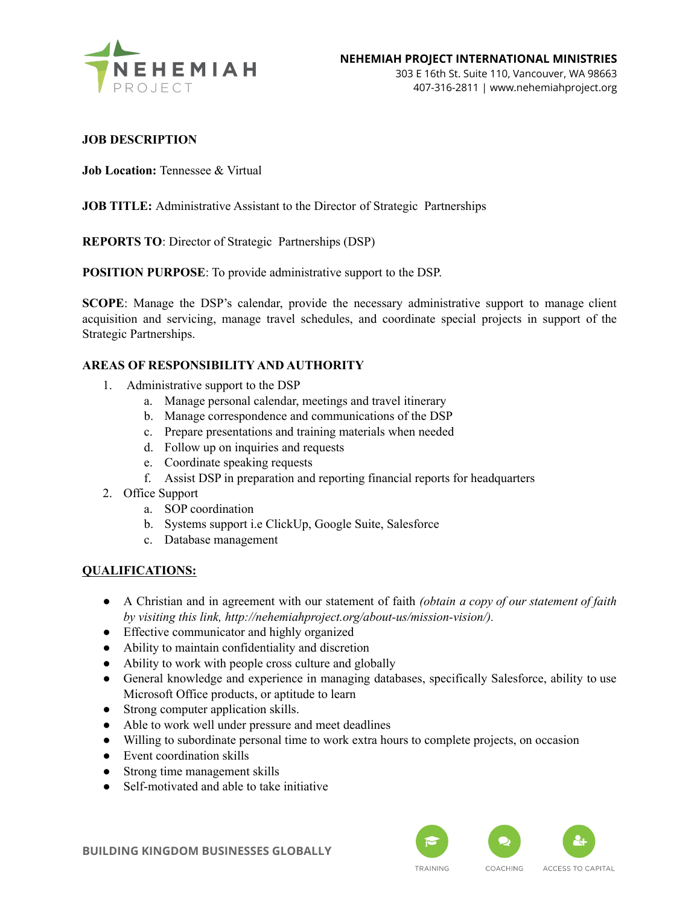**NEHEMIAH PROJECT INTERNATIONAL MINISTRIES**
303 E 16th St. Suite 110, Vancouver, WA 98663
407-316-2811 | www.nehemiahproject.org

**JOB DESCRIPTION**

**Job Location:** Tennessee & Virtual

**JOB TITLE:** Administrative Assistant to the Director of Strategic Partnerships

**REPORTS TO**: Director of Strategic Partnerships (DSP)

**POSITION PURPOSE**: To provide administrative support to the DSP.

**SCOPE**: Manage the DSP's calendar, provide the necessary administrative support to manage client acquisition and servicing, manage travel schedules, and coordinate special projects in support of the Strategic Partnerships.

**AREAS OF RESPONSIBILITY AND AUTHORITY**

1. Administrative support to the DSP
   a. Manage personal calendar, meetings and travel itinerary
   b. Manage correspondence and communications of the DSP
   c. Prepare presentations and training materials when needed
   d. Follow up on inquiries and requests
   e. Coordinate speaking requests
   f. Assist DSP in preparation and reporting financial reports for headquarters
2. Office Support
   a. SOP coordination
   b. Systems support i.e ClickUp, Google Suite, Salesforce
   c. Database management

**QUALIFICATIONS:**

- A Christian and in agreement with our statement of faith *(obtain a copy of our statement of faith by visiting this link, http://nehemiahproject.org/about-us/mission-vision/).*
- Effective communicator and highly organized
- Ability to maintain confidentiality and discretion
- Ability to work with people cross culture and globally
- General knowledge and experience in managing databases, specifically Salesforce, ability to use Microsoft Office products, or aptitude to learn
- Strong computer application skills.
- Able to work well under pressure and meet deadlines
- Willing to subordinate personal time to work extra hours to complete projects, on occasion
- Event coordination skills
- Strong time management skills
- Self-motivated and able to take initiative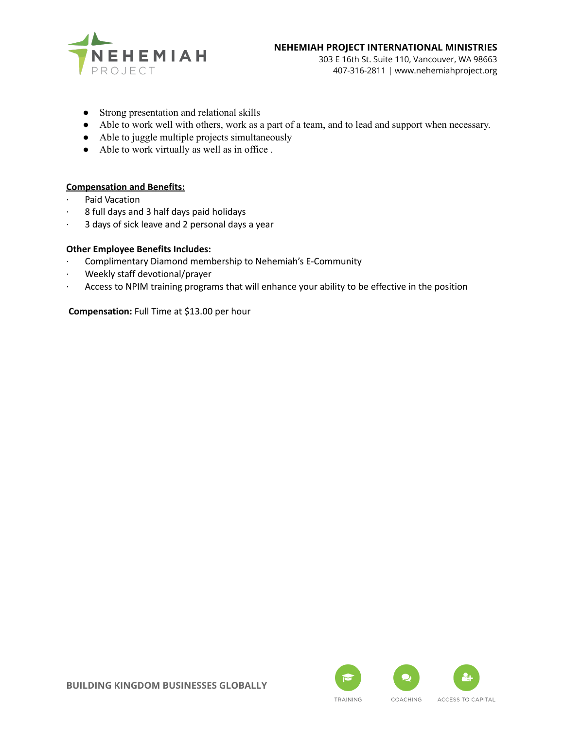- Strong presentation and relational skills
- Able to work well with others, work as a part of a team, and to lead and support when necessary.
- Able to juggle multiple projects simultaneously
- Able to work virtually as well as in office .

**Compensation and Benefits:**

- Paid Vacation
- 8 full days and 3 half days paid holidays
- 3 days of sick leave and 2 personal days a year

**Other Employee Benefits Includes:**

- Complimentary Diamond membership to Nehemiah's E-Community
- Weekly staff devotional/prayer
- Access to NPIM training programs that will enhance your ability to be effective in the position

**Compensation:** Full Time at $13.00 per hour